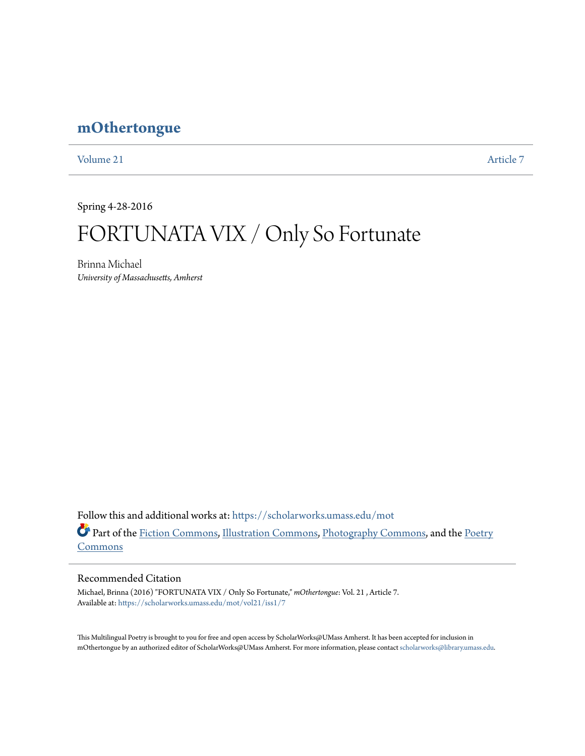# mOthertongue

Volume 21 | Article 7

Spring 4-28-2016

## FORTUNATA VIX / Only So Fortunate

Brinna Michael
*University of Massachusetts, Amherst*

Follow this and additional works at: https://scholarworks.umass.edu/mot

Part of the Fiction Commons, Illustration Commons, Photography Commons, and the Poetry Commons

### Recommended Citation

Michael, Brinna (2016) "FORTUNATA VIX / Only So Fortunate," *mOthertongue*: Vol. 21 , Article 7.
Available at: https://scholarworks.umass.edu/mot/vol21/iss1/7

This Multilingual Poetry is brought to you for free and open access by ScholarWorks@UMass Amherst. It has been accepted for inclusion in mOthertongue by an authorized editor of ScholarWorks@UMass Amherst. For more information, please contact scholarworks@library.umass.edu.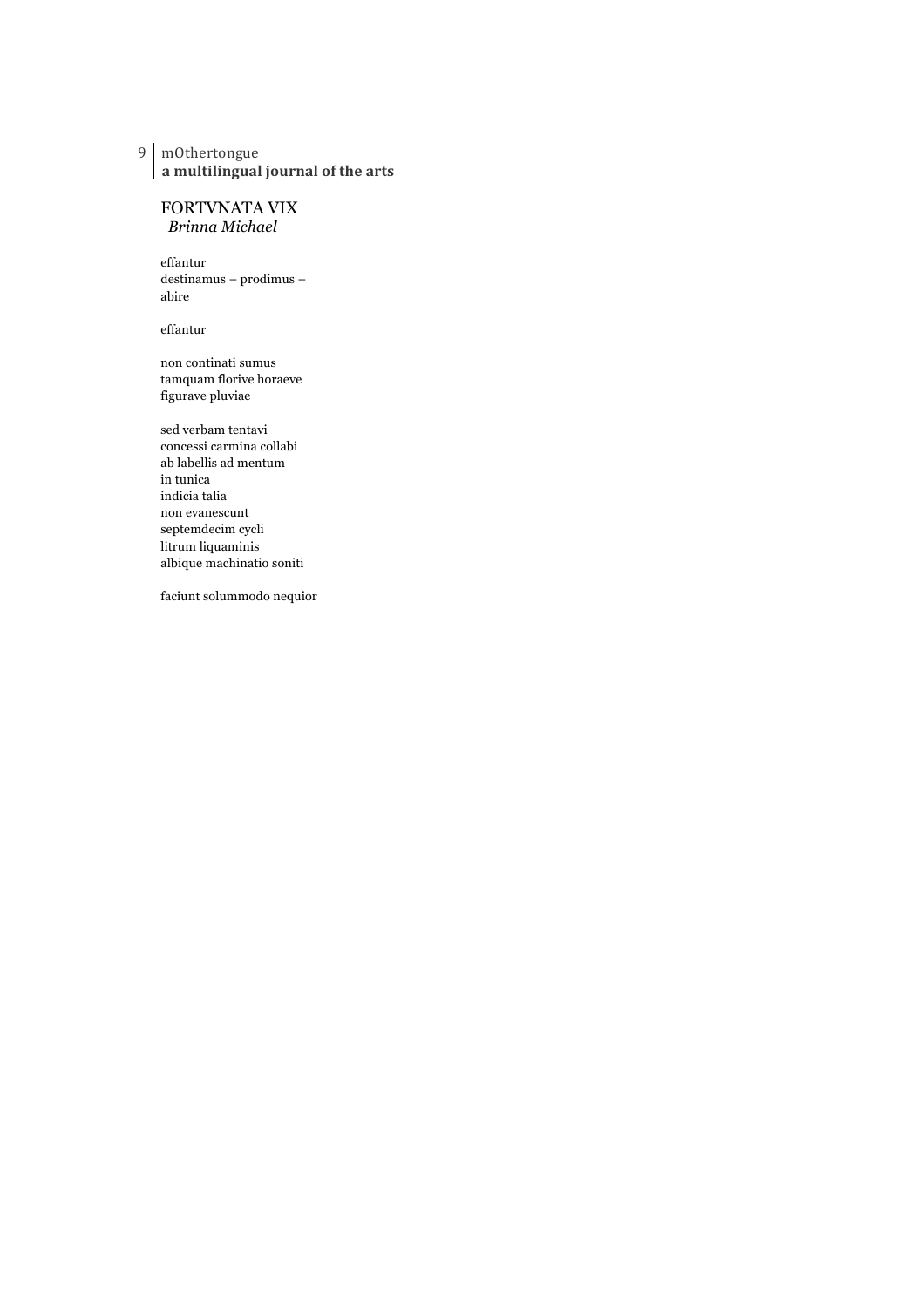# FORTVNATA VIX

*Brinna Michael*

effantur  
destinamus – prodimus –  
abire

effantur

non continati sumus  
tamquam florive horaeve  
figurave pluviae

sed verbam tentavi  
concessi carmina collabi  
ab labellis ad mentum  
in tunica  
indicia talia  
non evanescunt  
septemdecim cycli  
litrum liquaminis  
albique machinatio soniti

faciunt solummodo nequior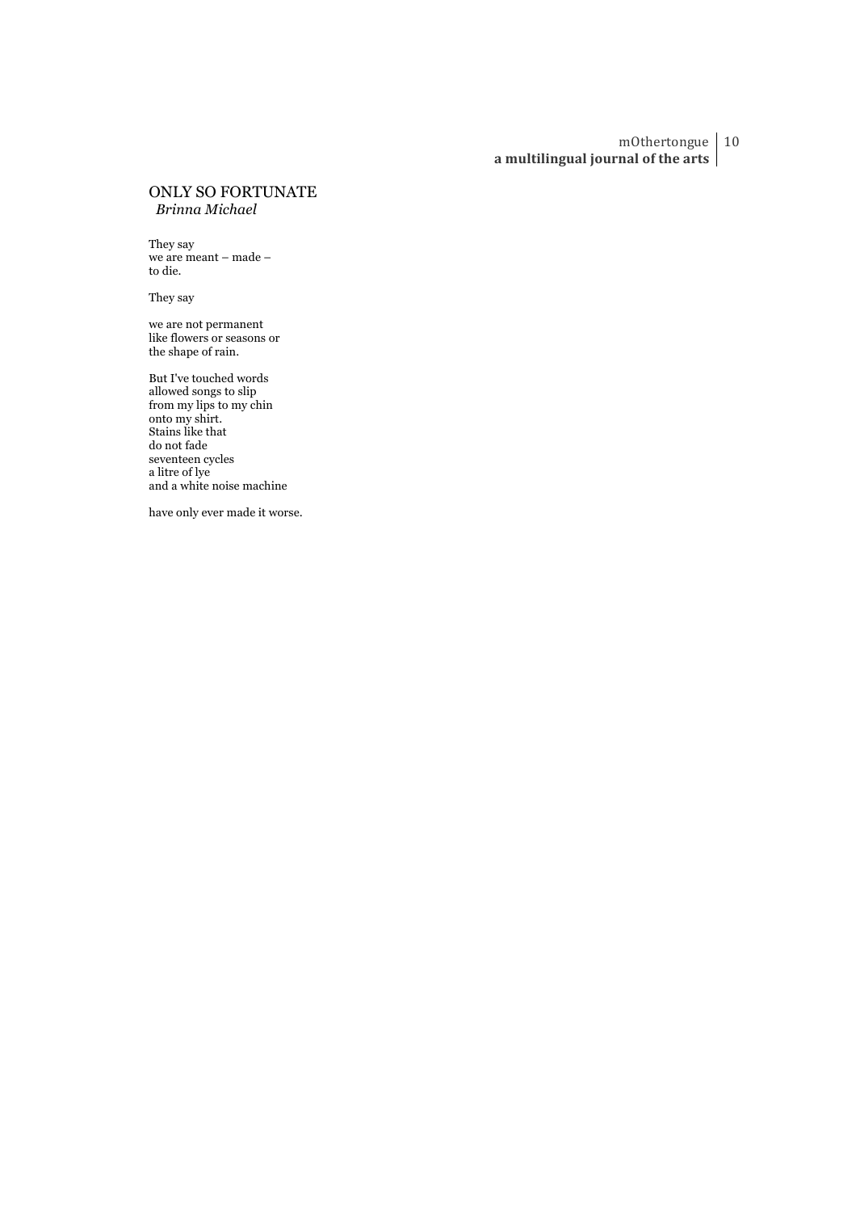# ONLY SO FORTUNATE

*Brinna Michael*

They say  
we are meant – made –  
to die.

They say

we are not permanent  
like flowers or seasons or  
the shape of rain.

But I've touched words  
allowed songs to slip  
from my lips to my chin  
onto my shirt.  
Stains like that  
do not fade  
seventeen cycles  
a litre of lye  
and a white noise machine

have only ever made it worse.